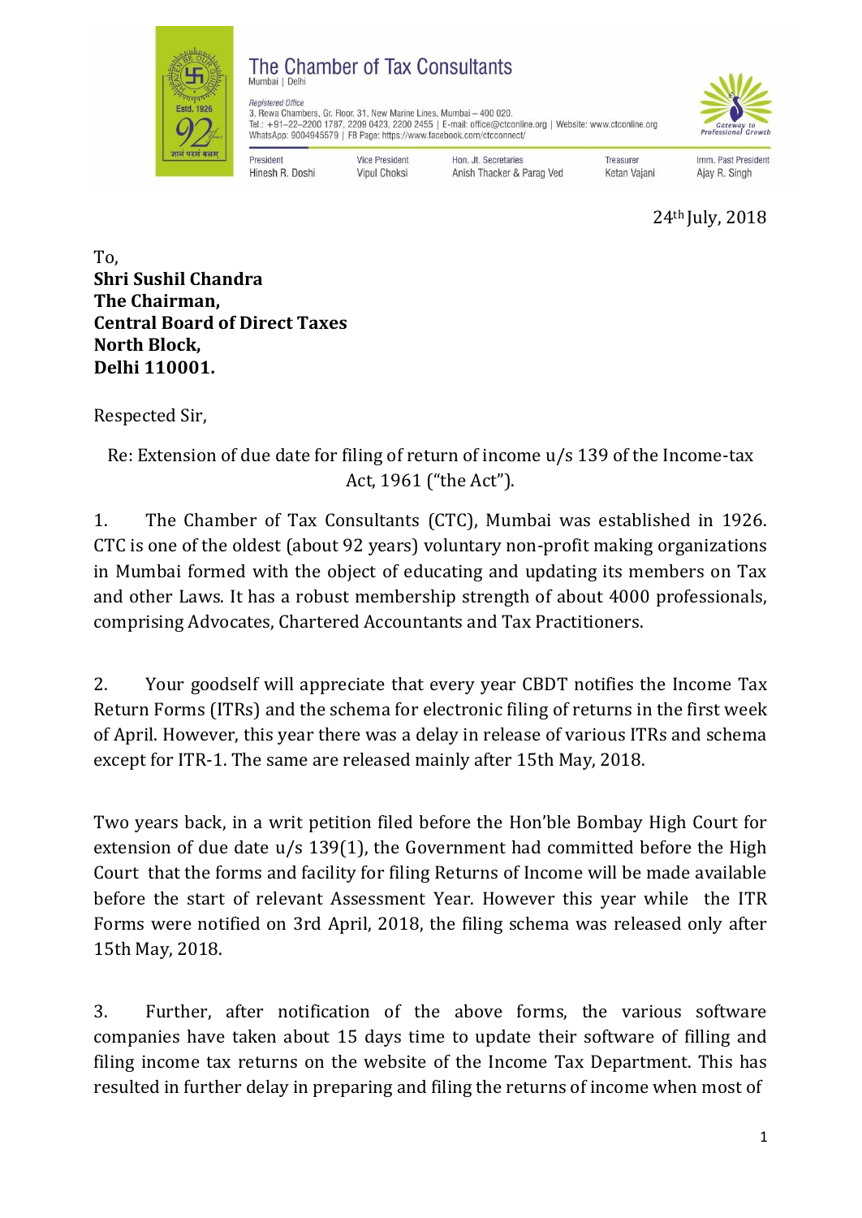# The Chamber of Tax Consultants

Mumbai | Delhi

*Registered Office*
3, Rewa Chambers, Gr. Floor, 31, New Marine Lines, Mumbai – 400 020.
Tel.: +91–22–2200 1787, 2209 0423, 2200 2455 | E-mail: office@ctconline.org | Website: www.ctconline.org
WhatsApp: 9004945579 | FB Page: https://www.facebook.com/ctcconnect/

| President | Vice President | Hon. Jt. Secretaries | Treasurer | Imm. Past President |
|---|---|---|---|---|
| Hinesh R. Doshi | Vipul Choksi | Anish Thacker & Parag Ved | Ketan Vajani | Ajay R. Singh |

24th July, 2018

To,
**Shri Sushil Chandra**
**The Chairman,**
**Central Board of Direct Taxes**
**North Block,**
**Delhi 110001.**

Respected Sir,

Re: Extension of due date for filing of return of income u/s 139 of the Income-tax Act, 1961 ("the Act").

1. The Chamber of Tax Consultants (CTC), Mumbai was established in 1926. CTC is one of the oldest (about 92 years) voluntary non-profit making organizations in Mumbai formed with the object of educating and updating its members on Tax and other Laws. It has a robust membership strength of about 4000 professionals, comprising Advocates, Chartered Accountants and Tax Practitioners.

2. Your goodself will appreciate that every year CBDT notifies the Income Tax Return Forms (ITRs) and the schema for electronic filing of returns in the first week of April. However, this year there was a delay in release of various ITRs and schema except for ITR-1. The same are released mainly after 15th May, 2018.

Two years back, in a writ petition filed before the Hon'ble Bombay High Court for extension of due date u/s 139(1), the Government had committed before the High Court that the forms and facility for filing Returns of Income will be made available before the start of relevant Assessment Year. However this year while the ITR Forms were notified on 3rd April, 2018, the filing schema was released only after 15th May, 2018.

3. Further, after notification of the above forms, the various software companies have taken about 15 days time to update their software of filling and filing income tax returns on the website of the Income Tax Department. This has resulted in further delay in preparing and filing the returns of income when most of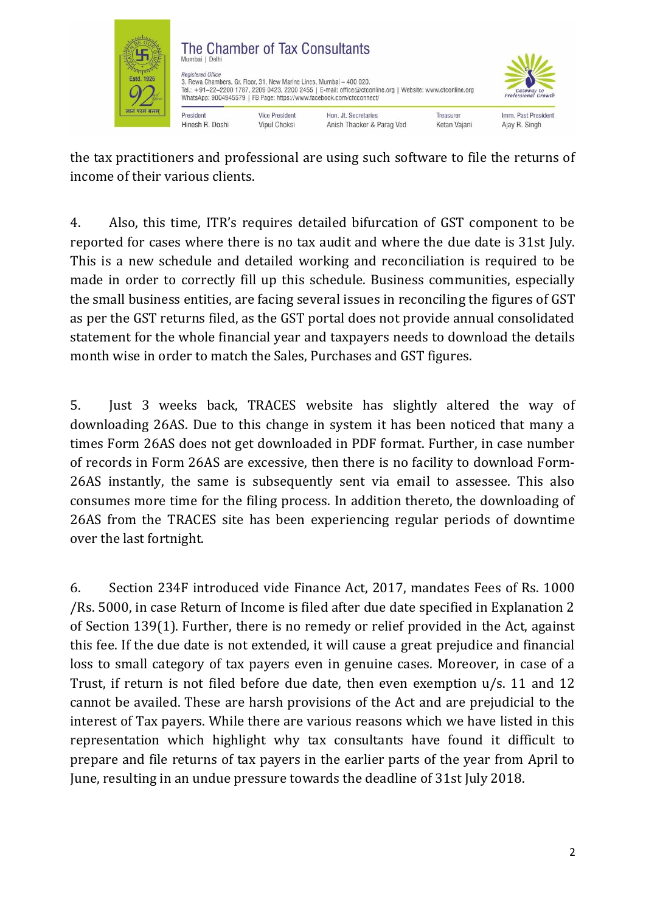the tax practitioners and professional are using such software to file the returns of income of their various clients.

4. Also, this time, ITR's requires detailed bifurcation of GST component to be reported for cases where there is no tax audit and where the due date is 31st July. This is a new schedule and detailed working and reconciliation is required to be made in order to correctly fill up this schedule. Business communities, especially the small business entities, are facing several issues in reconciling the figures of GST as per the GST returns filed, as the GST portal does not provide annual consolidated statement for the whole financial year and taxpayers needs to download the details month wise in order to match the Sales, Purchases and GST figures.

5. Just 3 weeks back, TRACES website has slightly altered the way of downloading 26AS. Due to this change in system it has been noticed that many a times Form 26AS does not get downloaded in PDF format. Further, in case number of records in Form 26AS are excessive, then there is no facility to download Form-26AS instantly, the same is subsequently sent via email to assessee. This also consumes more time for the filing process. In addition thereto, the downloading of 26AS from the TRACES site has been experiencing regular periods of downtime over the last fortnight.

6. Section 234F introduced vide Finance Act, 2017, mandates Fees of Rs. 1000 /Rs. 5000, in case Return of Income is filed after due date specified in Explanation 2 of Section 139(1). Further, there is no remedy or relief provided in the Act, against this fee. If the due date is not extended, it will cause a great prejudice and financial loss to small category of tax payers even in genuine cases. Moreover, in case of a Trust, if return is not filed before due date, then even exemption u/s. 11 and 12 cannot be availed. These are harsh provisions of the Act and are prejudicial to the interest of Tax payers. While there are various reasons which we have listed in this representation which highlight why tax consultants have found it difficult to prepare and file returns of tax payers in the earlier parts of the year from April to June, resulting in an undue pressure towards the deadline of 31st July 2018.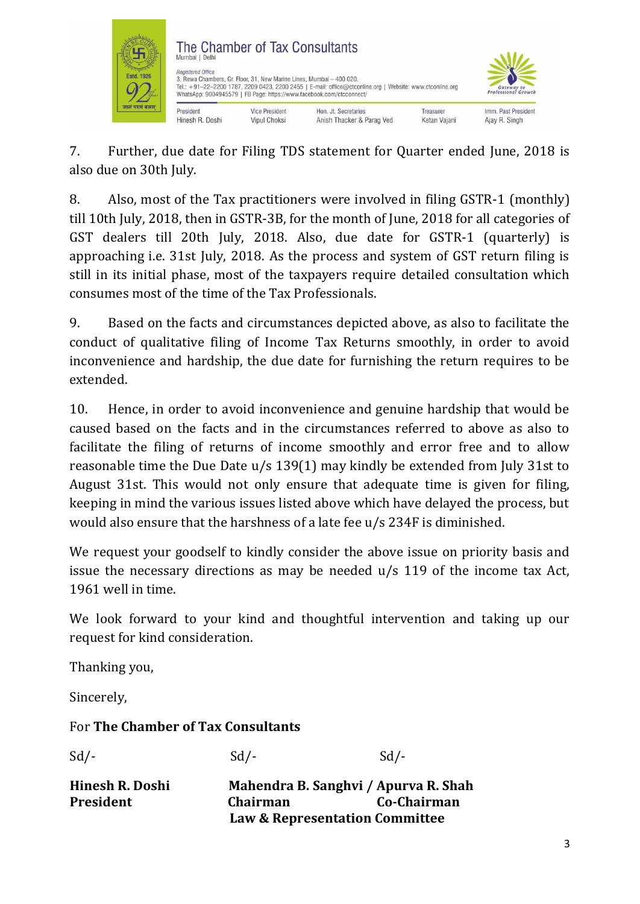7. Further, due date for Filing TDS statement for Quarter ended June, 2018 is also due on 30th July.

8. Also, most of the Tax practitioners were involved in filing GSTR-1 (monthly) till 10th July, 2018, then in GSTR-3B, for the month of June, 2018 for all categories of GST dealers till 20th July, 2018. Also, due date for GSTR-1 (quarterly) is approaching i.e. 31st July, 2018. As the process and system of GST return filing is still in its initial phase, most of the taxpayers require detailed consultation which consumes most of the time of the Tax Professionals.

9. Based on the facts and circumstances depicted above, as also to facilitate the conduct of qualitative filing of Income Tax Returns smoothly, in order to avoid inconvenience and hardship, the due date for furnishing the return requires to be extended.

10. Hence, in order to avoid inconvenience and genuine hardship that would be caused based on the facts and in the circumstances referred to above as also to facilitate the filing of returns of income smoothly and error free and to allow reasonable time the Due Date u/s 139(1) may kindly be extended from July 31st to August 31st. This would not only ensure that adequate time is given for filing, keeping in mind the various issues listed above which have delayed the process, but would also ensure that the harshness of a late fee u/s 234F is diminished.

We request your goodself to kindly consider the above issue on priority basis and issue the necessary directions as may be needed u/s 119 of the income tax Act, 1961 well in time.

We look forward to your kind and thoughtful intervention and taking up our request for kind consideration.

Thanking you,

Sincerely,

For **The Chamber of Tax Consultants**

| | | |
|---|---|---|
| Sd/- | Sd/- | Sd/- |
| **Hinesh R. Doshi** | **Mahendra B. Sanghvi /** | **Apurva R. Shah** |
| **President** | **Chairman** | **Co-Chairman** |
| | **Law & Representation Committee** | |